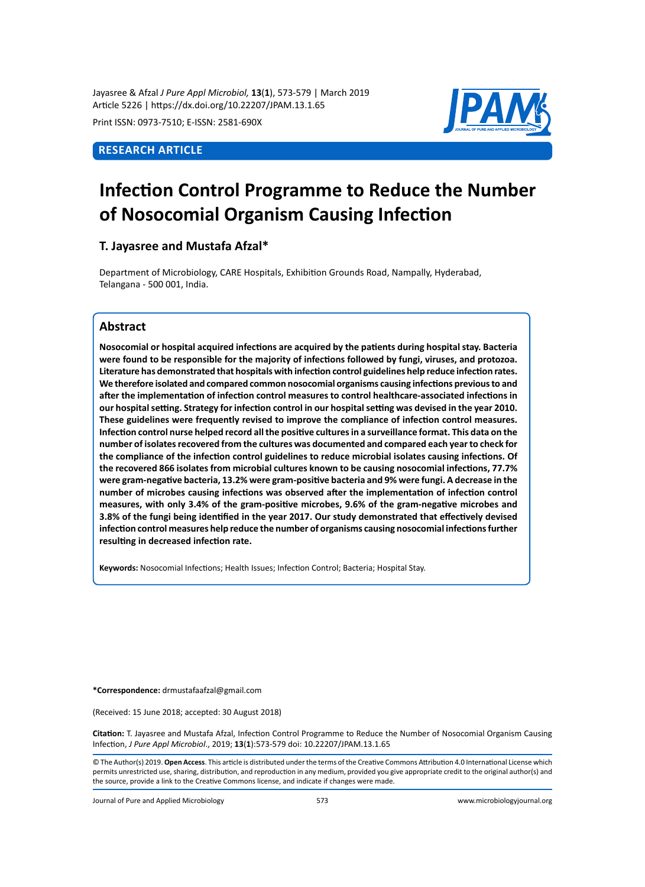Jayasree & Afzal *J Pure Appl Microbiol,* **13**(**1**), 573-579 | March 2019
Article 5226 | https://dx.doi.org/10.22207/JPAM.13.1.65

Print ISSN: 0973-7510; E-ISSN: 2581-690X

**RESEARCH ARTICLE**

# Infection Control Programme to Reduce the Number of Nosocomial Organism Causing Infection

**T. Jayasree and Mustafa Afzal***

Department of Microbiology, CARE Hospitals, Exhibition Grounds Road, Nampally, Hyderabad, Telangana - 500 001, India.

## Abstract

**Nosocomial or hospital acquired infections are acquired by the patients during hospital stay. Bacteria were found to be responsible for the majority of infections followed by fungi, viruses, and protozoa. Literature has demonstrated that hospitals with infection control guidelines help reduce infection rates. We therefore isolated and compared common nosocomial organisms causing infections previous to and after the implementation of infection control measures to control healthcare-associated infections in our hospital setting. Strategy for infection control in our hospital setting was devised in the year 2010. These guidelines were frequently revised to improve the compliance of infection control measures. Infection control nurse helped record all the positive cultures in a surveillance format. This data on the number of isolates recovered from the cultures was documented and compared each year to check for the compliance of the infection control guidelines to reduce microbial isolates causing infections. Of the recovered 866 isolates from microbial cultures known to be causing nosocomial infections, 77.7% were gram-negative bacteria, 13.2% were gram-positive bacteria and 9% were fungi. A decrease in the number of microbes causing infections was observed after the implementation of infection control measures, with only 3.4% of the gram-positive microbes, 9.6% of the gram-negative microbes and 3.8% of the fungi being identified in the year 2017. Our study demonstrated that effectively devised infection control measures help reduce the number of organisms causing nosocomial infections further resulting in decreased infection rate.**

**Keywords:** Nosocomial Infections; Health Issues; Infection Control; Bacteria; Hospital Stay.

***Correspondence:** drmustafaafzal@gmail.com

(Received: 15 June 2018; accepted: 30 August 2018)

**Citation:** T. Jayasree and Mustafa Afzal, Infection Control Programme to Reduce the Number of Nosocomial Organism Causing Infection, *J Pure Appl Microbiol*., 2019; **13**(**1**):573-579 doi: 10.22207/JPAM.13.1.65

© The Author(s) 2019. **Open Access**. This article is distributed under the terms of the Creative Commons Attribution 4.0 International License which permits unrestricted use, sharing, distribution, and reproduction in any medium, provided you give appropriate credit to the original author(s) and the source, provide a link to the Creative Commons license, and indicate if changes were made.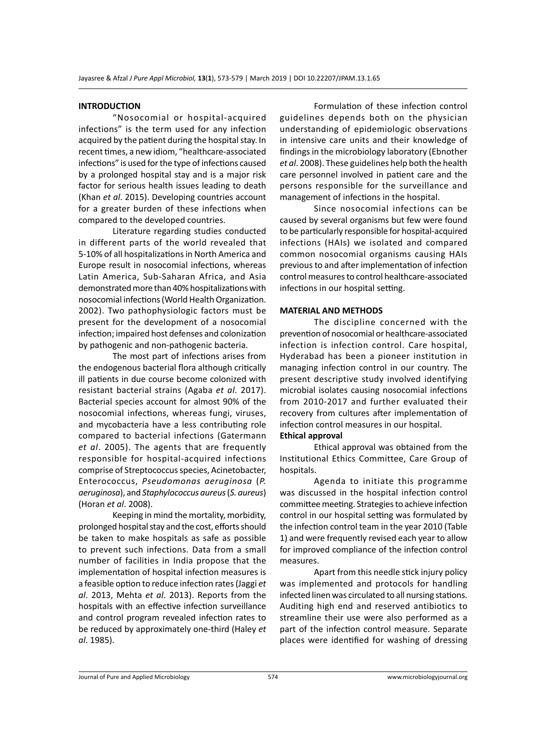## INTRODUCTION

"Nosocomial or hospital-acquired infections" is the term used for any infection acquired by the patient during the hospital stay. In recent times, a new idiom, "healthcare-associated infections" is used for the type of infections caused by a prolonged hospital stay and is a major risk factor for serious health issues leading to death (Khan *et al*. 2015). Developing countries account for a greater burden of these infections when compared to the developed countries.

Literature regarding studies conducted in different parts of the world revealed that 5-10% of all hospitalizations in North America and Europe result in nosocomial infections, whereas Latin America, Sub-Saharan Africa, and Asia demonstrated more than 40% hospitalizations with nosocomial infections (World Health Organization. 2002). Two pathophysiologic factors must be present for the development of a nosocomial infection; impaired host defenses and colonization by pathogenic and non-pathogenic bacteria.

The most part of infections arises from the endogenous bacterial flora although critically ill patients in due course become colonized with resistant bacterial strains (Agaba *et al*. 2017). Bacterial species account for almost 90% of the nosocomial infections, whereas fungi, viruses, and mycobacteria have a less contributing role compared to bacterial infections (Gatermann *et al*. 2005). The agents that are frequently responsible for hospital-acquired infections comprise of Streptococcus species, Acinetobacter, Enterococcus, *Pseudomonas aeruginosa* (*P. aeruginosa*), and *Staphylococcus aureus* (*S. aureus*) (Horan *et al*. 2008).

Keeping in mind the mortality, morbidity, prolonged hospital stay and the cost, efforts should be taken to make hospitals as safe as possible to prevent such infections. Data from a small number of facilities in India propose that the implementation of hospital infection measures is a feasible option to reduce infection rates (Jaggi *et al*. 2013, Mehta *et al*. 2013). Reports from the hospitals with an effective infection surveillance and control program revealed infection rates to be reduced by approximately one-third (Haley *et al*. 1985).

Formulation of these infection control guidelines depends both on the physician understanding of epidemiologic observations in intensive care units and their knowledge of findings in the microbiology laboratory (Ebnother *et al*. 2008). These guidelines help both the health care personnel involved in patient care and the persons responsible for the surveillance and management of infections in the hospital.

Since nosocomial infections can be caused by several organisms but few were found to be particularly responsible for hospital-acquired infections (HAIs) we isolated and compared common nosocomial organisms causing HAIs previous to and after implementation of infection control measures to control healthcare-associated infections in our hospital setting.

## MATERIAL AND METHODS

The discipline concerned with the prevention of nosocomial or healthcare-associated infection is infection control. Care hospital, Hyderabad has been a pioneer institution in managing infection control in our country. The present descriptive study involved identifying microbial isolates causing nosocomial infections from 2010-2017 and further evaluated their recovery from cultures after implementation of infection control measures in our hospital.

### Ethical approval

Ethical approval was obtained from the Institutional Ethics Committee, Care Group of hospitals.

Agenda to initiate this programme was discussed in the hospital infection control committee meeting. Strategies to achieve infection control in our hospital setting was formulated by the infection control team in the year 2010 (Table 1) and were frequently revised each year to allow for improved compliance of the infection control measures.

Apart from this needle stick injury policy was implemented and protocols for handling infected linen was circulated to all nursing stations. Auditing high end and reserved antibiotics to streamline their use were also performed as a part of the infection control measure. Separate places were identified for washing of dressing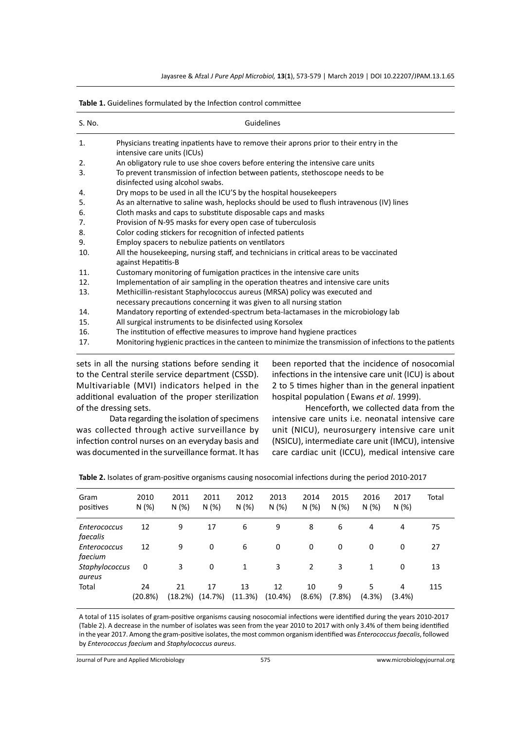**Table 1.** Guidelines formulated by the Infection control committee

| S. No. | Guidelines |
|---|---|
| 1. | Physicians treating inpatients have to remove their aprons prior to their entry in the intensive care units (ICUs) |
| 2. | An obligatory rule to use shoe covers before entering the intensive care units |
| 3. | To prevent transmission of infection between patients, stethoscope needs to be disinfected using alcohol swabs. |
| 4. | Dry mops to be used in all the ICU'S by the hospital housekeepers |
| 5. | As an alternative to saline wash, heplocks should be used to flush intravenous (IV) lines |
| 6. | Cloth masks and caps to substitute disposable caps and masks |
| 7. | Provision of N-95 masks for every open case of tuberculosis |
| 8. | Color coding stickers for recognition of infected patients |
| 9. | Employ spacers to nebulize patients on ventilators |
| 10. | All the housekeeping, nursing staff, and technicians in critical areas to be vaccinated against Hepatitis-B |
| 11. | Customary monitoring of fumigation practices in the intensive care units |
| 12. | Implementation of air sampling in the operation theatres and intensive care units |
| 13. | Methicillin-resistant Staphylococcus aureus (MRSA) policy was executed and necessary precautions concerning it was given to all nursing station |
| 14. | Mandatory reporting of extended-spectrum beta-lactamases in the microbiology lab |
| 15. | All surgical instruments to be disinfected using Korsolex |
| 16. | The institution of effective measures to improve hand hygiene practices |
| 17. | Monitoring hygienic practices in the canteen to minimize the transmission of infections to the patients |

sets in all the nursing stations before sending it to the Central sterile service department (CSSD). Multivariable (MVI) indicators helped in the additional evaluation of the proper sterilization of the dressing sets.

Data regarding the isolation of specimens was collected through active surveillance by infection control nurses on an everyday basis and was documented in the surveillance format. It has been reported that the incidence of nosocomial infections in the intensive care unit (ICU) is about 2 to 5 times higher than in the general inpatient hospital population ( Ewans *et al*. 1999).

Henceforth, we collected data from the intensive care units i.e. neonatal intensive care unit (NICU), neurosurgery intensive care unit (NSICU), intermediate care unit (IMCU), intensive care cardiac unit (ICCU), medical intensive care

**Table 2.** Isolates of gram-positive organisms causing nosocomial infections during the period 2010-2017

| Gram positives | 2010 N (%) | 2011 N (%) | 2011 N (%) | 2012 N (%) | 2013 N (%) | 2014 N (%) | 2015 N (%) | 2016 N (%) | 2017 N (%) | Total |
|---|---|---|---|---|---|---|---|---|---|---|
| *Enterococcus faecalis* | 12 | 9 | 17 | 6 | 9 | 8 | 6 | 4 | 4 | 75 |
| *Enterococcus faecium* | 12 | 9 | 0 | 6 | 0 | 0 | 0 | 0 | 0 | 27 |
| *Staphylococcus aureus* | 0 | 3 | 0 | 1 | 3 | 2 | 3 | 1 | 0 | 13 |
| Total | 24 (20.8%) | 21 (18.2%) | 17 (14.7%) | 13 (11.3%) | 12 (10.4%) | 10 (8.6%) | 9 (7.8%) | 5 (4.3%) | 4 (3.4%) | 115 |

A total of 115 isolates of gram-positive organisms causing nosocomial infections were identified during the years 2010-2017 (Table 2). A decrease in the number of isolates was seen from the year 2010 to 2017 with only 3.4% of them being identified in the year 2017. Among the gram-positive isolates, the most common organism identified was *Enterococcus faecalis*, followed by *Enterococcus faecium* and *Staphylococcus aureus*.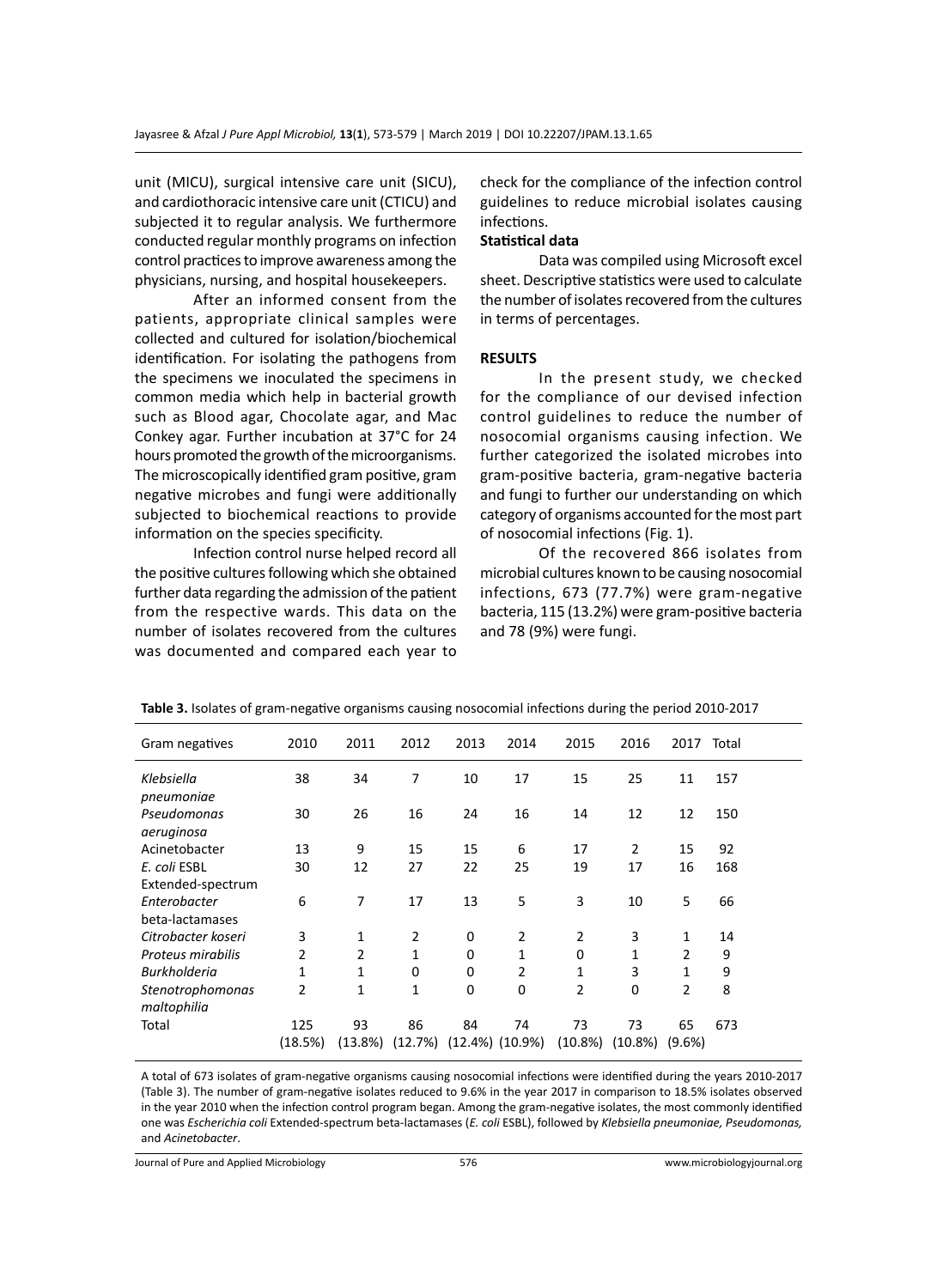unit (MICU), surgical intensive care unit (SICU), and cardiothoracic intensive care unit (CTICU) and subjected it to regular analysis. We furthermore conducted regular monthly programs on infection control practices to improve awareness among the physicians, nursing, and hospital housekeepers.

After an informed consent from the patients, appropriate clinical samples were collected and cultured for isolation/biochemical identification. For isolating the pathogens from the specimens we inoculated the specimens in common media which help in bacterial growth such as Blood agar, Chocolate agar, and Mac Conkey agar. Further incubation at 37°C for 24 hours promoted the growth of the microorganisms. The microscopically identified gram positive, gram negative microbes and fungi were additionally subjected to biochemical reactions to provide information on the species specificity.

Infection control nurse helped record all the positive cultures following which she obtained further data regarding the admission of the patient from the respective wards. This data on the number of isolates recovered from the cultures was documented and compared each year to check for the compliance of the infection control guidelines to reduce microbial isolates causing infections.

**Statistical data**

Data was compiled using Microsoft excel sheet. Descriptive statistics were used to calculate the number of isolates recovered from the cultures in terms of percentages.

## RESULTS

In the present study, we checked for the compliance of our devised infection control guidelines to reduce the number of nosocomial organisms causing infection. We further categorized the isolated microbes into gram-positive bacteria, gram-negative bacteria and fungi to further our understanding on which category of organisms accounted for the most part of nosocomial infections (Fig. 1).

Of the recovered 866 isolates from microbial cultures known to be causing nosocomial infections, 673 (77.7%) were gram-negative bacteria, 115 (13.2%) were gram-positive bacteria and 78 (9%) were fungi.

**Table 3.** Isolates of gram-negative organisms causing nosocomial infections during the period 2010-2017

| Gram negatives | 2010 | 2011 | 2012 | 2013 | 2014 | 2015 | 2016 | 2017 | Total |
|---|---|---|---|---|---|---|---|---|---|
| *Klebsiella pneumoniae* | 38 | 34 | 7 | 10 | 17 | 15 | 25 | 11 | 157 |
| *Pseudomonas aeruginosa* | 30 | 26 | 16 | 24 | 16 | 14 | 12 | 12 | 150 |
| Acinetobacter | 13 | 9 | 15 | 15 | 6 | 17 | 2 | 15 | 92 |
| *E. coli* ESBL Extended-spectrum | 30 | 12 | 27 | 22 | 25 | 19 | 17 | 16 | 168 |
| *Enterobacter* beta-lactamases | 6 | 7 | 17 | 13 | 5 | 3 | 10 | 5 | 66 |
| *Citrobacter koseri* | 3 | 1 | 2 | 0 | 2 | 2 | 3 | 1 | 14 |
| *Proteus mirabilis* | 2 | 2 | 1 | 0 | 1 | 0 | 1 | 2 | 9 |
| *Burkholderia* | 1 | 1 | 0 | 0 | 2 | 1 | 3 | 1 | 9 |
| *Stenotrophomonas maltophilia* | 2 | 1 | 1 | 0 | 0 | 2 | 0 | 2 | 8 |
| Total | 125 (18.5%) | 93 (13.8%) | 86 (12.7%) | 84 (12.4%) | 74 (10.9%) | 73 (10.8%) | 73 (10.8%) | 65 (9.6%) | 673 |

A total of 673 isolates of gram-negative organisms causing nosocomial infections were identified during the years 2010-2017 (Table 3). The number of gram-negative isolates reduced to 9.6% in the year 2017 in comparison to 18.5% isolates observed in the year 2010 when the infection control program began. Among the gram-negative isolates, the most commonly identified one was *Escherichia coli* Extended-spectrum beta-lactamases (*E. coli* ESBL), followed by *Klebsiella pneumoniae, Pseudomonas,* and *Acinetobacter*.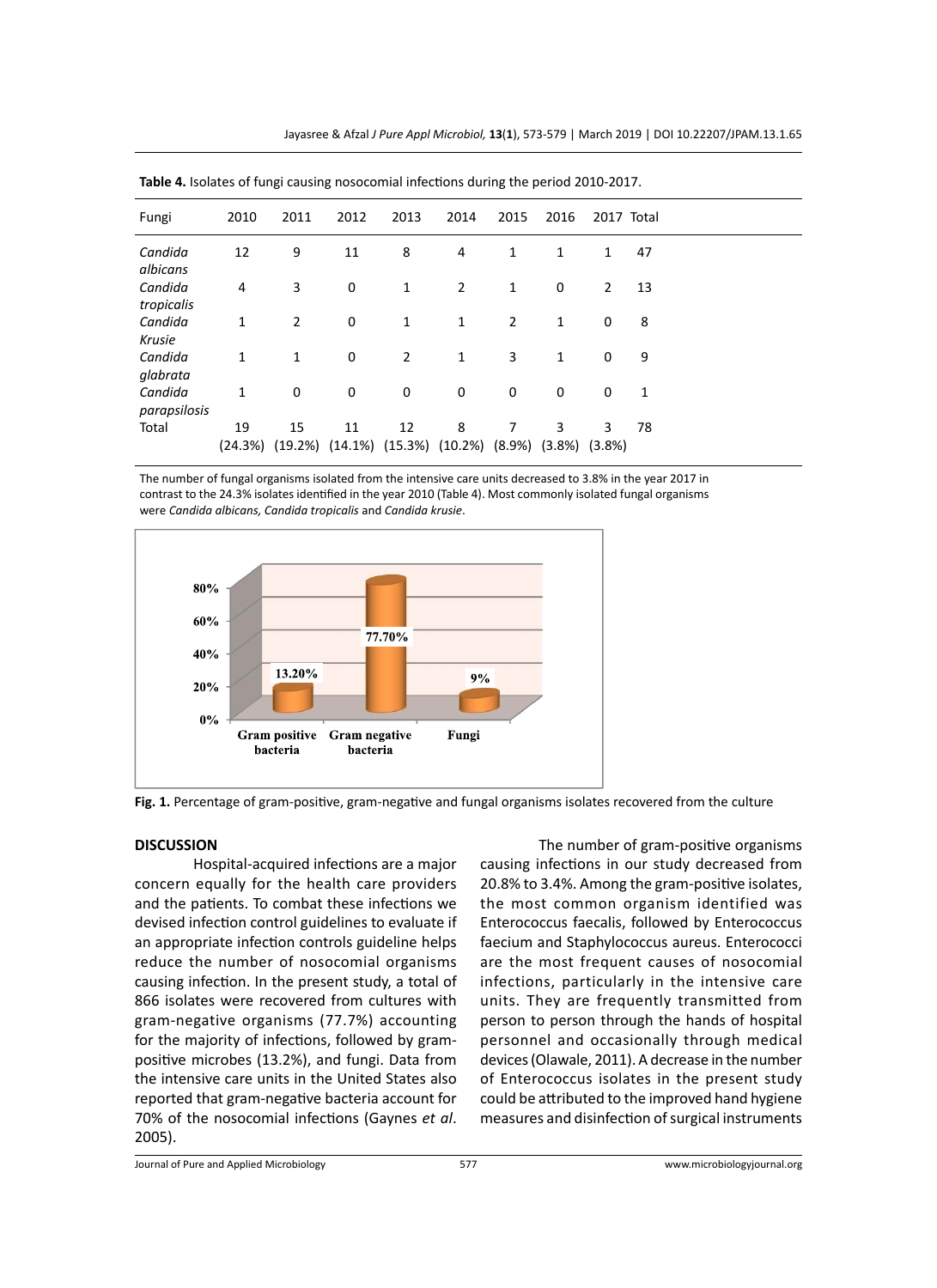**Table 4.** Isolates of fungi causing nosocomial infections during the period 2010-2017.

| Fungi | 2010 | 2011 | 2012 | 2013 | 2014 | 2015 | 2016 | 2017 | Total |
|---|---|---|---|---|---|---|---|---|---|
| *Candida albicans* | 12 | 9 | 11 | 8 | 4 | 1 | 1 | 1 | 47 |
| *Candida tropicalis* | 4 | 3 | 0 | 1 | 2 | 1 | 0 | 2 | 13 |
| *Candida Krusie* | 1 | 2 | 0 | 1 | 1 | 2 | 1 | 0 | 8 |
| *Candida glabrata* | 1 | 1 | 0 | 2 | 1 | 3 | 1 | 0 | 9 |
| *Candida parapsilosis* | 1 | 0 | 0 | 0 | 0 | 0 | 0 | 0 | 1 |
| Total | 19 (24.3%) | 15 (19.2%) | 11 (14.1%) | 12 (15.3%) | 8 (10.2%) | 7 (8.9%) | 3 (3.8%) | 3 (3.8%) | 78 |

The number of fungal organisms isolated from the intensive care units decreased to 3.8% in the year 2017 in contrast to the 24.3% isolates identified in the year 2010 (Table 4). Most commonly isolated fungal organisms were *Candida albicans, Candida tropicalis* and *Candida krusie*.

**Fig. 1.** Percentage of gram-positive, gram-negative and fungal organisms isolates recovered from the culture

## DISCUSSION

Hospital-acquired infections are a major concern equally for the health care providers and the patients. To combat these infections we devised infection control guidelines to evaluate if an appropriate infection controls guideline helps reduce the number of nosocomial organisms causing infection. In the present study, a total of 866 isolates were recovered from cultures with gram-negative organisms (77.7%) accounting for the majority of infections, followed by gram-positive microbes (13.2%), and fungi. Data from the intensive care units in the United States also reported that gram-negative bacteria account for 70% of the nosocomial infections (Gaynes *et al*. 2005).

The number of gram-positive organisms causing infections in our study decreased from 20.8% to 3.4%. Among the gram-positive isolates, the most common organism identified was Enterococcus faecalis, followed by Enterococcus faecium and Staphylococcus aureus. Enterococci are the most frequent causes of nosocomial infections, particularly in the intensive care units. They are frequently transmitted from person to person through the hands of hospital personnel and occasionally through medical devices (Olawale, 2011). A decrease in the number of Enterococcus isolates in the present study could be attributed to the improved hand hygiene measures and disinfection of surgical instruments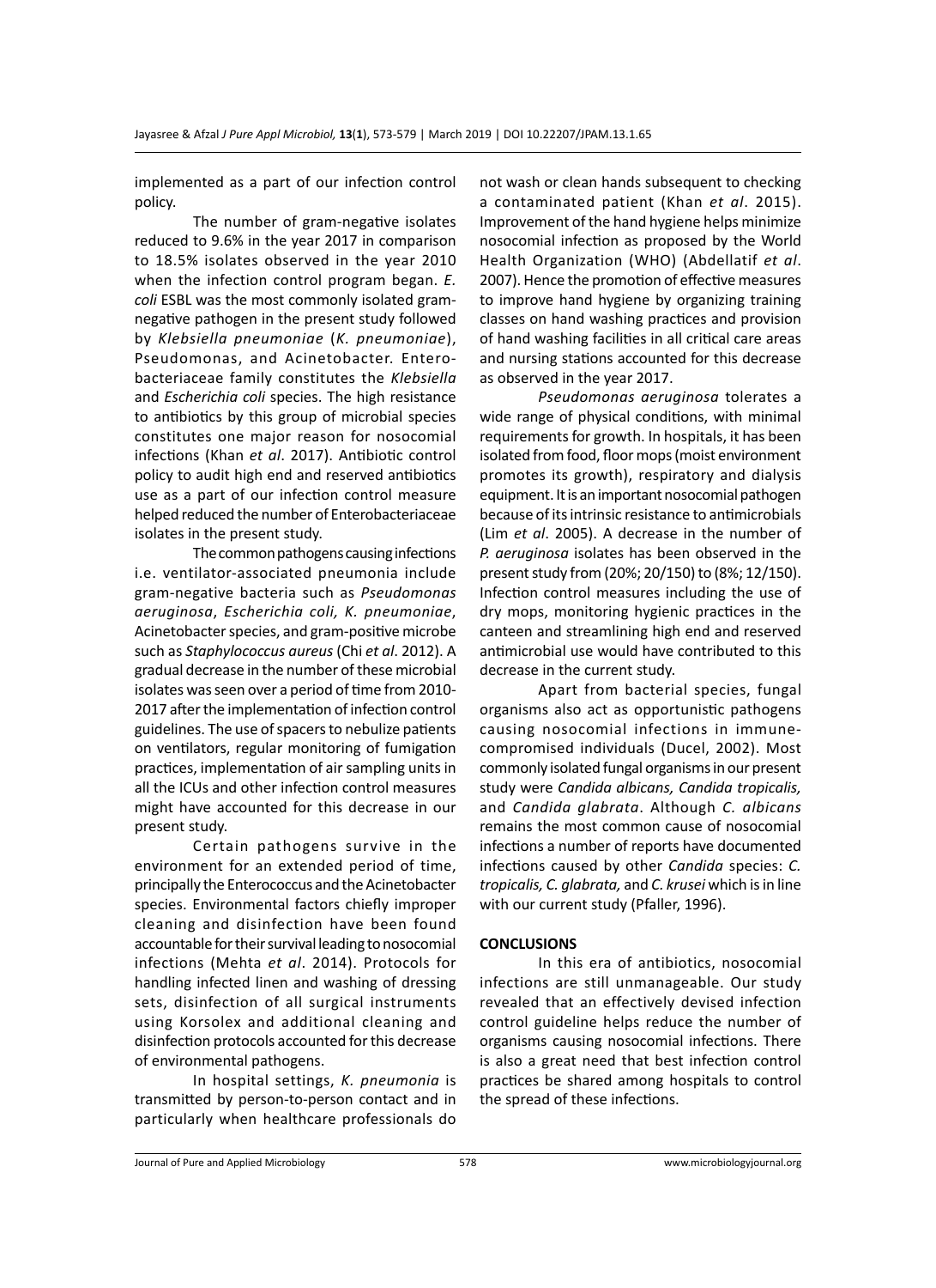implemented as a part of our infection control policy.

The number of gram-negative isolates reduced to 9.6% in the year 2017 in comparison to 18.5% isolates observed in the year 2010 when the infection control program began. *E. coli* ESBL was the most commonly isolated gram-negative pathogen in the present study followed by *Klebsiella pneumoniae* (*K. pneumoniae*), Pseudomonas, and Acinetobacter. Enterobacteriaceae family constitutes the *Klebsiella* and *Escherichia coli* species. The high resistance to antibiotics by this group of microbial species constitutes one major reason for nosocomial infections (Khan *et al*. 2017). Antibiotic control policy to audit high end and reserved antibiotics use as a part of our infection control measure helped reduced the number of Enterobacteriaceae isolates in the present study.

The common pathogens causing infections i.e. ventilator-associated pneumonia include gram-negative bacteria such as *Pseudomonas aeruginosa*, *Escherichia coli, K. pneumoniae*, Acinetobacter species, and gram-positive microbe such as *Staphylococcus aureus* (Chi *et al*. 2012). A gradual decrease in the number of these microbial isolates was seen over a period of time from 2010-2017 after the implementation of infection control guidelines. The use of spacers to nebulize patients on ventilators, regular monitoring of fumigation practices, implementation of air sampling units in all the ICUs and other infection control measures might have accounted for this decrease in our present study.

Certain pathogens survive in the environment for an extended period of time, principally the Enterococcus and the Acinetobacter species. Environmental factors chiefly improper cleaning and disinfection have been found accountable for their survival leading to nosocomial infections (Mehta *et al*. 2014). Protocols for handling infected linen and washing of dressing sets, disinfection of all surgical instruments using Korsolex and additional cleaning and disinfection protocols accounted for this decrease of environmental pathogens.

In hospital settings, *K. pneumonia* is transmitted by person-to-person contact and in particularly when healthcare professionals do not wash or clean hands subsequent to checking a contaminated patient (Khan *et al*. 2015). Improvement of the hand hygiene helps minimize nosocomial infection as proposed by the World Health Organization (WHO) (Abdellatif *et al*. 2007). Hence the promotion of effective measures to improve hand hygiene by organizing training classes on hand washing practices and provision of hand washing facilities in all critical care areas and nursing stations accounted for this decrease as observed in the year 2017.

*Pseudomonas aeruginosa* tolerates a wide range of physical conditions, with minimal requirements for growth. In hospitals, it has been isolated from food, floor mops (moist environment promotes its growth), respiratory and dialysis equipment. It is an important nosocomial pathogen because of its intrinsic resistance to antimicrobials (Lim *et al*. 2005). A decrease in the number of *P. aeruginosa* isolates has been observed in the present study from (20%; 20/150) to (8%; 12/150). Infection control measures including the use of dry mops, monitoring hygienic practices in the canteen and streamlining high end and reserved antimicrobial use would have contributed to this decrease in the current study.

Apart from bacterial species, fungal organisms also act as opportunistic pathogens causing nosocomial infections in immune-compromised individuals (Ducel, 2002). Most commonly isolated fungal organisms in our present study were *Candida albicans, Candida tropicalis,* and *Candida glabrata*. Although *C. albicans* remains the most common cause of nosocomial infections a number of reports have documented infections caused by other *Candida* species: *C. tropicalis, C. glabrata,* and *C. krusei* which is in line with our current study (Pfaller, 1996).

## CONCLUSIONS

In this era of antibiotics, nosocomial infections are still unmanageable. Our study revealed that an effectively devised infection control guideline helps reduce the number of organisms causing nosocomial infections. There is also a great need that best infection control practices be shared among hospitals to control the spread of these infections.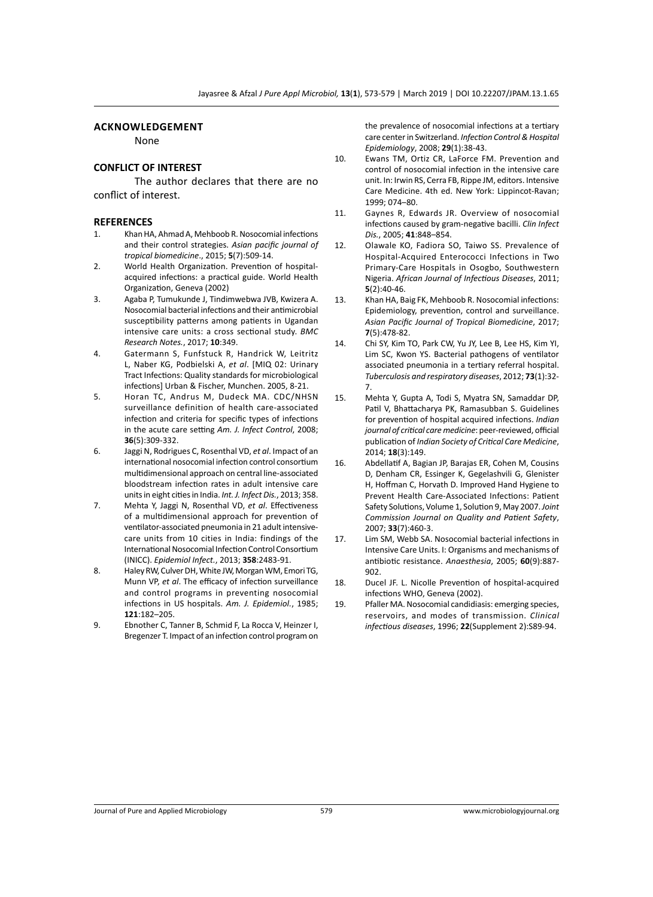## ACKNOWLEDGEMENT

None

## CONFLICT OF INTEREST

The author declares that there are no conflict of interest.

## REFERENCES

1. Khan HA, Ahmad A, Mehboob R. Nosocomial infections and their control strategies. *Asian pacific journal of tropical biomedicine*., 2015; **5**(7):509-14.
2. World Health Organization. Prevention of hospital-acquired infections: a practical guide. World Health Organization, Geneva (2002)
3. Agaba P, Tumukunde J, Tindimwebwa JVB, Kwizera A. Nosocomial bacterial infections and their antimicrobial susceptibility patterns among patients in Ugandan intensive care units: a cross sectional study. *BMC Research Notes.*, 2017; **10**:349.
4. Gatermann S, Funfstuck R, Handrick W, Leitritz L, Naber KG, Podbielski A, *et al*. [MIQ 02: Urinary Tract Infections: Quality standards for microbiological infections] Urban & Fischer, Munchen. 2005, 8-21.
5. Horan TC, Andrus M, Dudeck MA. CDC/NHSN surveillance definition of health care-associated infection and criteria for specific types of infections in the acute care setting *Am. J. Infect Control*, 2008; **36**(5):309-332.
6. Jaggi N, Rodrigues C, Rosenthal VD, *et al*. Impact of an international nosocomial infection control consortium multidimensional approach on central line-associated bloodstream infection rates in adult intensive care units in eight cities in India. *Int. J. Infect Dis.*, 2013; 358.
7. Mehta Y, Jaggi N, Rosenthal VD, *et al*. Effectiveness of a multidimensional approach for prevention of ventilator-associated pneumonia in 21 adult intensive-care units from 10 cities in India: findings of the International Nosocomial Infection Control Consortium (INICC). *Epidemiol Infect.*, 2013; **358**:2483-91.
8. Haley RW, Culver DH, White JW, Morgan WM, Emori TG, Munn VP, *et al*. The efficacy of infection surveillance and control programs in preventing nosocomial infections in US hospitals. *Am. J. Epidemiol.*, 1985; **121**:182–205.
9. Ebnother C, Tanner B, Schmid F, La Rocca V, Heinzer I, Bregenzer T. Impact of an infection control program on the prevalence of nosocomial infections at a tertiary care center in Switzerland. *Infection Control & Hospital Epidemiology*, 2008; **29**(1):38-43.
10. Ewans TM, Ortiz CR, LaForce FM. Prevention and control of nosocomial infection in the intensive care unit. In: Irwin RS, Cerra FB, Rippe JM, editors. Intensive Care Medicine. 4th ed. New York: Lippincot-Ravan; 1999; 074–80.
11. Gaynes R, Edwards JR. Overview of nosocomial infections caused by gram-negative bacilli. *Clin Infect Dis.*, 2005; **41**:848–854.
12. Olawale KO, Fadiora SO, Taiwo SS. Prevalence of Hospital-Acquired Enterococci Infections in Two Primary-Care Hospitals in Osogbo, Southwestern Nigeria. *African Journal of Infectious Diseases*, 2011; **5**(2):40-46.
13. Khan HA, Baig FK, Mehboob R. Nosocomial infections: Epidemiology, prevention, control and surveillance. *Asian Pacific Journal of Tropical Biomedicine*, 2017; **7**(5):478-82.
14. Chi SY, Kim TO, Park CW, Yu JY, Lee B, Lee HS, Kim YI, Lim SC, Kwon YS. Bacterial pathogens of ventilator associated pneumonia in a tertiary referral hospital. *Tuberculosis and respiratory diseases*, 2012; **73**(1):32-7.
15. Mehta Y, Gupta A, Todi S, Myatra SN, Samaddar DP, Patil V, Bhattacharya PK, Ramasubban S. Guidelines for prevention of hospital acquired infections. *Indian journal of critical care medicine*: peer-reviewed, official publication of *Indian Society of Critical Care Medicine*, 2014; **18**(3):149.
16. Abdellatif A, Bagian JP, Barajas ER, Cohen M, Cousins D, Denham CR, Essinger K, Gegelashvili G, Glenister H, Hoffman C, Horvath D. Improved Hand Hygiene to Prevent Health Care-Associated Infections: Patient Safety Solutions, Volume 1, Solution 9, May 2007. *Joint Commission Journal on Quality and Patient Safety*, 2007; **33**(7):460-3.
17. Lim SM, Webb SA. Nosocomial bacterial infections in Intensive Care Units. I: Organisms and mechanisms of antibiotic resistance. *Anaesthesia*, 2005; **60**(9):887-902.
18. Ducel JF. L. Nicolle Prevention of hospital-acquired infections WHO, Geneva (2002).
19. Pfaller MA. Nosocomial candidiasis: emerging species, reservoirs, and modes of transmission. *Clinical infectious diseases*, 1996; **22**(Supplement 2):S89-94.